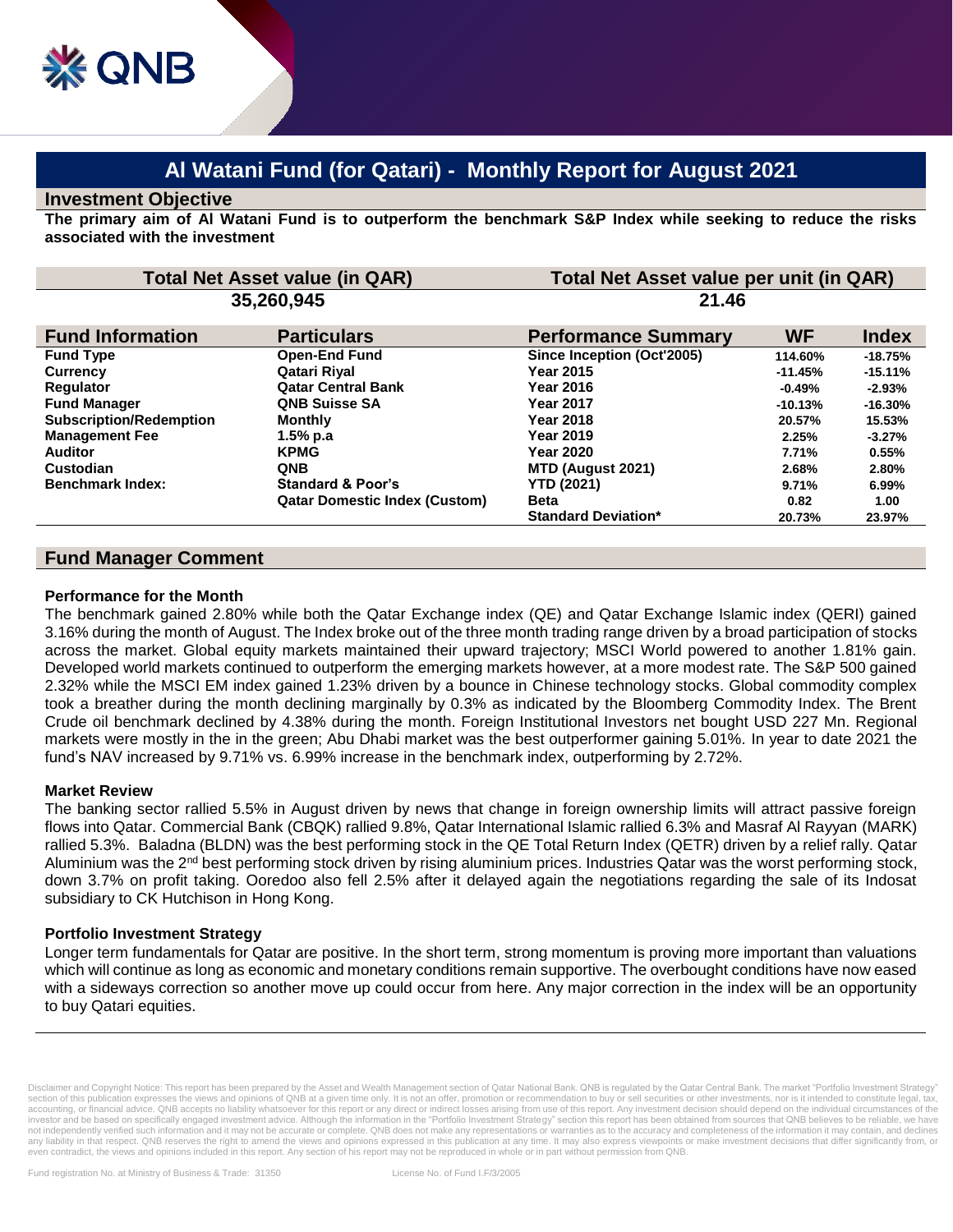# Al Watani Fund (for Qatari) - Monthly Report for August 2021

## Investment Objective

**The primary aim of Al Watani Fund is to outperform the benchmark S&P Index while seeking to reduce the risks associated with the investment**

| Total Net Asset value (in QAR) | Total Net Asset value per unit (in QAR) |
|---|---|
| 35,260,945 | 21.46 |

| Fund Information | Particulars | Performance Summary | WF | Index |
|---|---|---|---|---|
| **Fund Type** | **Open-End Fund** | **Since Inception (Oct'2005)** | **114.60%** | **-18.75%** |
| **Currency** | **Qatari Riyal** | **Year 2015** | **-11.45%** | **-15.11%** |
| **Regulator** | **Qatar Central Bank** | **Year 2016** | **-0.49%** | **-2.93%** |
| **Fund Manager** | **QNB Suisse SA** | **Year 2017** | **-10.13%** | **-16.30%** |
| **Subscription/Redemption** | **Monthly** | **Year 2018** | **20.57%** | **15.53%** |
| **Management Fee** | **1.5% p.a** | **Year 2019** | **2.25%** | **-3.27%** |
| **Auditor** | **KPMG** | **Year 2020** | **7.71%** | **0.55%** |
| **Custodian** | **QNB** | **MTD (August 2021)** | **2.68%** | **2.80%** |
| **Benchmark Index:** | **Standard & Poor's** | **YTD (2021)** | **9.71%** | **6.99%** |
| | **Qatar Domestic Index (Custom)** | **Beta** | **0.82** | **1.00** |
| | | **Standard Deviation*** | **20.73%** | **23.97%** |

## Fund Manager Comment

### Performance for the Month

The benchmark gained 2.80% while both the Qatar Exchange index (QE) and Qatar Exchange Islamic index (QERI) gained 3.16% during the month of August. The Index broke out of the three month trading range driven by a broad participation of stocks across the market. Global equity markets maintained their upward trajectory; MSCI World powered to another 1.81% gain. Developed world markets continued to outperform the emerging markets however, at a more modest rate. The S&P 500 gained 2.32% while the MSCI EM index gained 1.23% driven by a bounce in Chinese technology stocks. Global commodity complex took a breather during the month declining marginally by 0.3% as indicated by the Bloomberg Commodity Index. The Brent Crude oil benchmark declined by 4.38% during the month. Foreign Institutional Investors net bought USD 227 Mn. Regional markets were mostly in the in the green; Abu Dhabi market was the best outperformer gaining 5.01%. In year to date 2021 the fund's NAV increased by 9.71% vs. 6.99% increase in the benchmark index, outperforming by 2.72%.

### Market Review

The banking sector rallied 5.5% in August driven by news that change in foreign ownership limits will attract passive foreign flows into Qatar. Commercial Bank (CBQK) rallied 9.8%, Qatar International Islamic rallied 6.3% and Masraf Al Rayyan (MARK) rallied 5.3%. Baladna (BLDN) was the best performing stock in the QE Total Return Index (QETR) driven by a relief rally. Qatar Aluminium was the 2nd best performing stock driven by rising aluminium prices. Industries Qatar was the worst performing stock, down 3.7% on profit taking. Ooredoo also fell 2.5% after it delayed again the negotiations regarding the sale of its Indosat subsidiary to CK Hutchison in Hong Kong.

### Portfolio Investment Strategy

Longer term fundamentals for Qatar are positive. In the short term, strong momentum is proving more important than valuations which will continue as long as economic and monetary conditions remain supportive. The overbought conditions have now eased with a sideways correction so another move up could occur from here. Any major correction in the index will be an opportunity to buy Qatari equities.

Disclaimer and Copyright Notice: This report has been prepared by the Asset and Wealth Management section of Qatar National Bank. QNB is regulated by the Qatar Central Bank. The market "Portfolio Investment Strategy" section of this publication expresses the views and opinions of QNB at a given time only. It is not an offer, promotion or recommendation to buy or sell securities or other investments, nor is it intended to constitute legal, tax, accounting, or financial advice. QNB accepts no liability whatsoever for this report or any direct or indirect losses arising from use of this report. Any investment decision should depend on the individual circumstances of the investor and be based on specifically engaged investment advice. Although the information in the "Portfolio Investment Strategy" section this report has been obtained from sources that QNB believes to be reliable, we have not independently verified such information and it may not be accurate or complete. QNB does not make any representations or warranties as to the accuracy and completeness of the information it may contain, and declines any liability in that respect. QNB reserves the right to amend the views and opinions expressed in this publication at any time. It may also express viewpoints or make investment decisions that differ significantly from, or even contradict, the views and opinions included in this report. Any section of his report may not be reproduced in whole or in part without permission from QNB.

Fund registration No. at Ministry of Business & Trade: 31350 License No. of Fund I.F/3/2005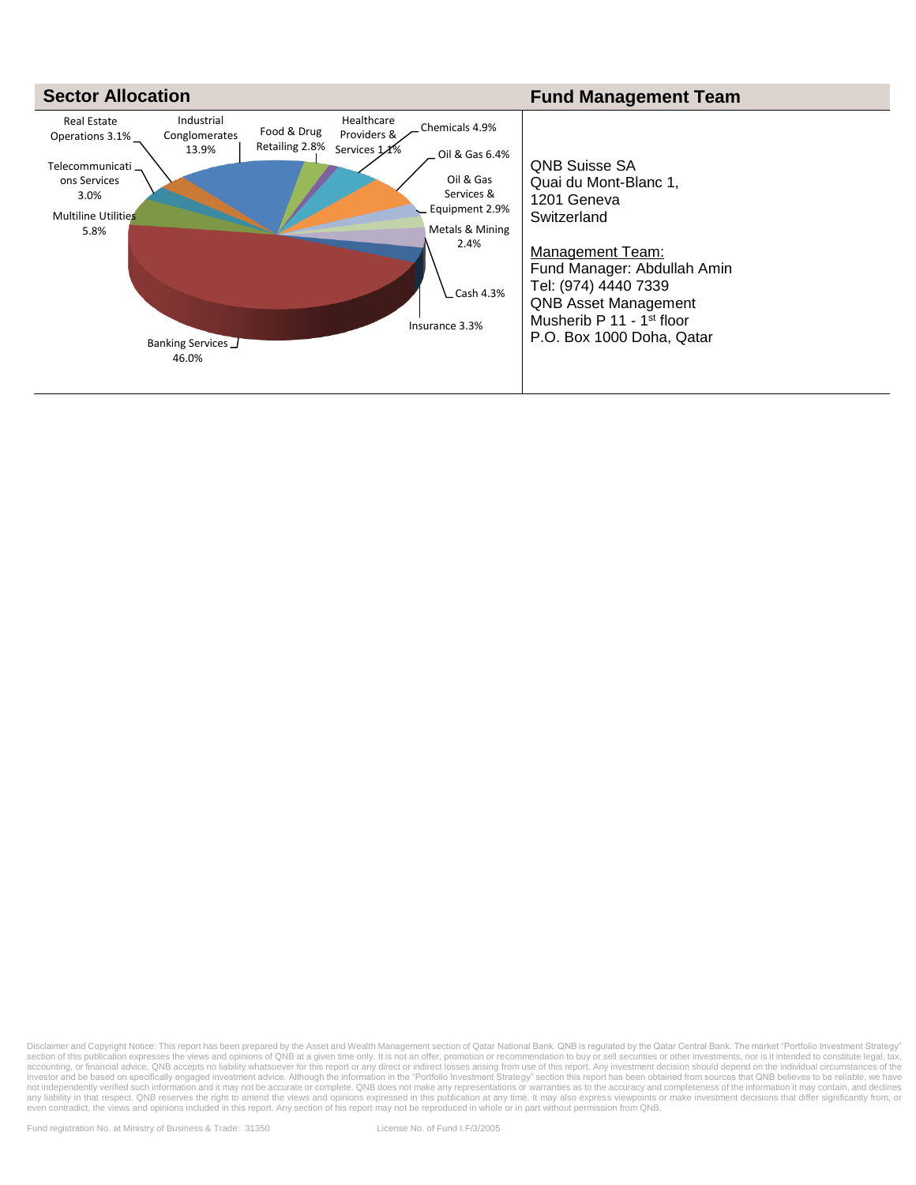## Sector Allocation

Real Estate Operations 3.1%
Industrial Conglomerates 13.9%
Food & Drug Retailing 2.8%
Healthcare Providers & Services 1.1%
Chemicals 4.9%
Oil & Gas 6.4%
Oil & Gas Services & Equipment 2.9%
Metals & Mining 2.4%
Cash 4.3%
Insurance 3.3%
Banking Services 46.0%
Multiline Utilities 5.8%
Telecommunications Services 3.0%

## Fund Management Team

QNB Suisse SA
Quai du Mont-Blanc 1,
1201 Geneva
Switzerland

Management Team:
Fund Manager: Abdullah Amin
Tel: (974) 4440 7339
QNB Asset Management
Musherib P 11 - 1st floor
P.O. Box 1000 Doha, Qatar

Disclaimer and Copyright Notice: This report has been prepared by the Asset and Wealth Management section of Qatar National Bank. QNB is regulated by the Qatar Central Bank. The market "Portfolio Investment Strategy" section of this publication expresses the views and opinions of QNB at a given time only. It is not an offer, promotion or recommendation to buy or sell securities or other investments, nor is it intended to constitute legal, tax, accounting, or financial advice. QNB accepts no liability whatsoever for this report or any direct or indirect losses arising from use of this report. Any investment decision should depend on the individual circumstances of the investor and be based on specifically engaged investment advice. Although the information in the "Portfolio Investment Strategy" section this report has been obtained from sources that QNB believes to be reliable, we have not independently verified such information and it may not be accurate or complete. QNB does not make any representations or warranties as to the accuracy and completeness of the information it may contain, and declines any liability in that respect. QNB reserves the right to amend the views and opinions expressed in this publication at any time. It may also express viewpoints or make investment decisions that differ significantly from, or even contradict, the views and opinions included in this report. Any section of his report may not be reproduced in whole or in part without permission from QNB.

Fund registration No. at Ministry of Business & Trade: 31350 License No. of Fund I.F/3/2005